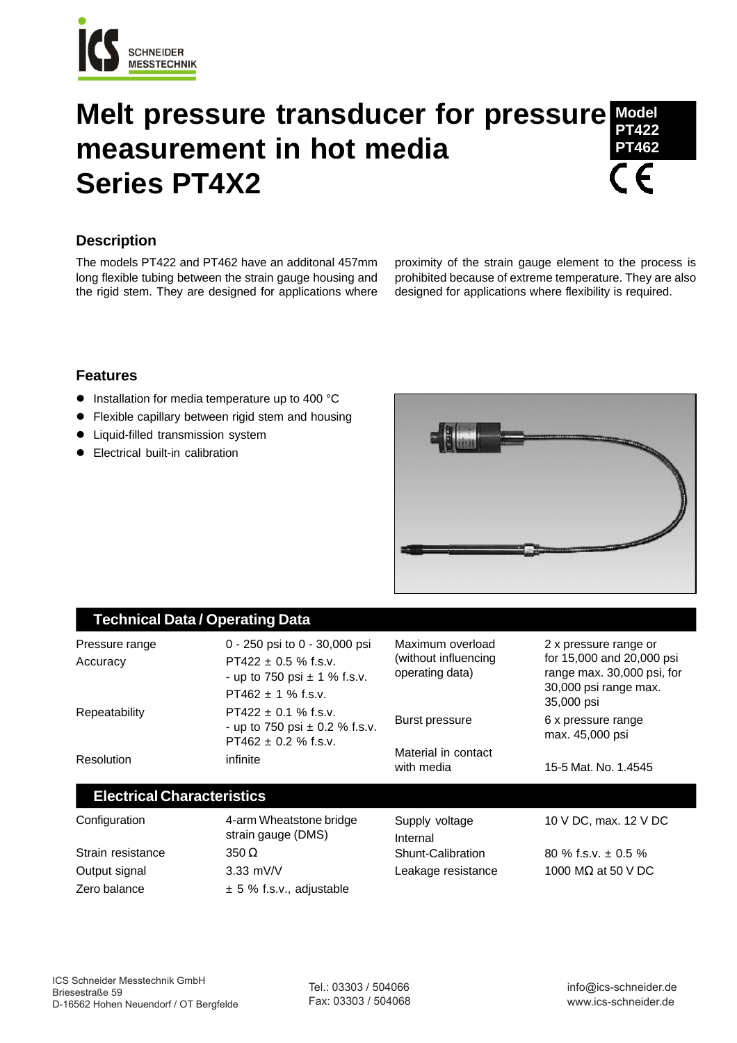ICS SCHNEIDER MESSTECHNIK

# Melt pressure transducer for pressure measurement in hot media Series PT4X2

**Model PT422 PT462**

CE

## Description

The models PT422 and PT462 have an additonal 457mm long flexible tubing between the strain gauge housing and the rigid stem. They are designed for applications where proximity of the strain gauge element to the process is prohibited because of extreme temperature. They are also designed for applications where flexibility is required.

## Features

- Installation for media temperature up to 400 °C
- Flexible capillary between rigid stem and housing
- Liquid-filled transmission system
- Electrical built-in calibration

## Technical Data / Operating Data

| | | | |
|---|---|---|---|
| Pressure range | 0 - 250 psi to 0 - 30,000 psi | Maximum overload (without influencing operating data) | 2 x pressure range or for 15,000 and 20,000 psi range max. 30,000 psi, for 30,000 psi range max. 35,000 psi |
| Accuracy | PT422 ± 0.5 % f.s.v.<br>- up to 750 psi ± 1 % f.s.v.<br>PT462 ± 1 % f.s.v. | | |
| Repeatability | PT422 ± 0.1 % f.s.v.<br>- up to 750 psi ± 0.2 % f.s.v.<br>PT462 ± 0.2 % f.s.v. | Burst pressure | 6 x pressure range max. 45,000 psi |
| Resolution | infinite | Material in contact with media | 15-5 Mat. No. 1.4545 |

## Electrical Characteristics

| | | | |
|---|---|---|---|
| Configuration | 4-arm Wheatstone bridge strain gauge (DMS) | Supply voltage | 10 V DC, max. 12 V DC |
| Strain resistance | 350 Ω | Internal Shunt-Calibration | 80 % f.s.v. ± 0.5 % |
| Output signal | 3.33 mV/V | Leakage resistance | 1000 MΩ at 50 V DC |
| Zero balance | ± 5 % f.s.v., adjustable | | |

ICS Schneider Messtechnik GmbH
Briesestraße 59
D-16562 Hohen Neuendorf / OT Bergfelde

Tel.: 03303 / 504066
Fax: 03303 / 504068

info@ics-schneider.de
www.ics-schneider.de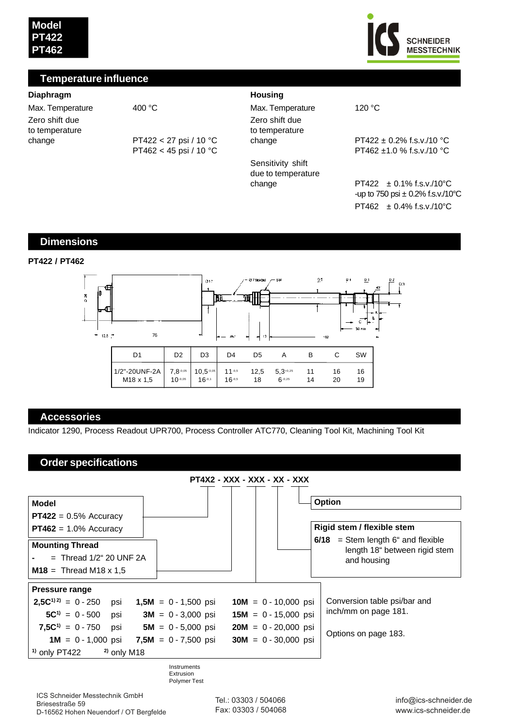**Model**
**PT422**
**PT462**

## Temperature influence

**Diaphragm**

| | |
|---|---|
| Max. Temperature | 400 °C |
| Zero shift due to temperature change | PT422 < 27 psi / 10 °C<br>PT462 < 45 psi / 10 °C |

**Housing**

| | |
|---|---|
| Max. Temperature | 120 °C |
| Zero shift due to temperature change | PT422 ± 0.2% f.s.v./10 °C<br>PT462 ±1.0 % f.s.v./10 °C |
| Sensitivity shift due to temperature change | PT422 ± 0.1% f.s.v./10°C<br>-up to 750 psi ± 0.2% f.s.v./10°C<br>PT462 ± 0.4% f.s.v./10°C |

## Dimensions

**PT422 / PT462**

| D1 | D2 | D3 | D4 | D5 | A | B | C | SW |
|---|---|---|---|---|---|---|---|---|
| 1/2"-20UNF-2A | $7{,}8^{-0{,}05}$ | $10{,}5^{-0{,}05}$ | $11^{-0{,}5}$ | 12,5 | $5{,}3^{+0{,}25}$ | 11 | 16 | 16 |
| M18 x 1,5 | $10^{-0{,}05}$ | $16^{-0{,}1}$ | $16^{-0{,}5}$ | 18 | $6^{-0{,}25}$ | 14 | 20 | 19 |

## Accessories

Indicator 1290, Process Readout UPR700, Process Controller ATC770, Cleaning Tool Kit, Machining Tool Kit

## Order specifications

**PT4X2 - XXX - XXX - XX - XXX**

**Model**
- **PT422** = 0.5% Accuracy
- **PT462** = 1.0% Accuracy

**Mounting Thread**
- **-** = Thread 1/2" 20 UNF 2A
- **M18** = Thread M18 x 1,5

**Pressure range**

| | | |
|---|---|---|
| **2,5C**[1) 2)] = 0 - 250 psi | **1,5M** = 0 - 1,500 psi | **10M** = 0 - 10,000 psi |
| **5C**[1)] = 0 - 500 psi | **3M** = 0 - 3,000 psi | **15M** = 0 - 15,000 psi |
| **7,5C**[1)] = 0 - 750 psi | **5M** = 0 - 5,000 psi | **20M** = 0 - 20,000 psi |
| **1M** = 0 - 1,000 psi | **7,5M** = 0 - 7,500 psi | **30M** = 0 - 30,000 psi |

[1)] only PT422 [2)] only M18

**Option**

**Rigid stem / flexible stem**
- **6/18** = Stem length 6" and flexible length 18" between rigid stem and housing

Conversion table psi/bar and inch/mm on page 181.

Options on page 183.

Instruments
Extrusion
Polymer Test

ICS Schneider Messtechnik GmbH
Briesestraße 59
D-16562 Hohen Neuendorf / OT Bergfelde

Tel.: 03303 / 504066
Fax: 03303 / 504068

info@ics-schneider.de
www.ics-schneider.de